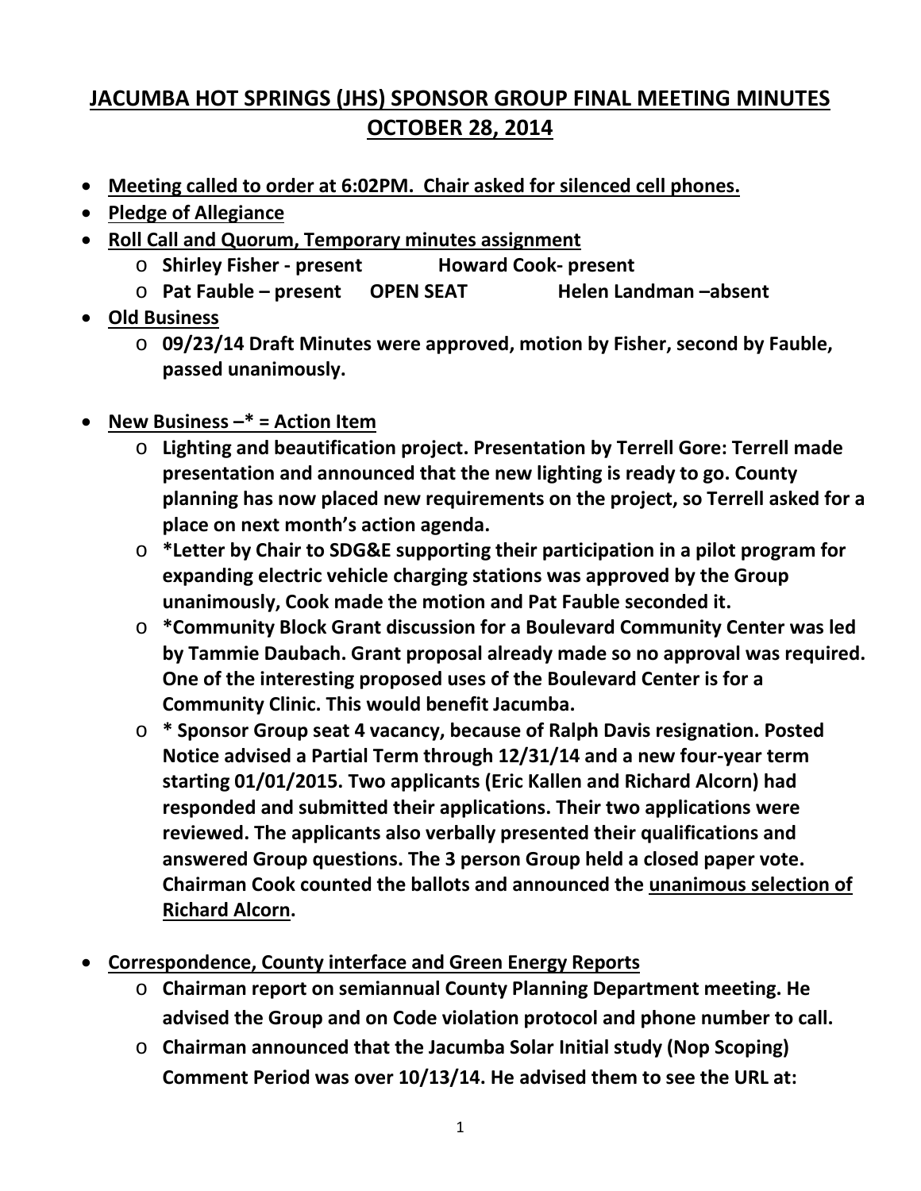# JACUMBA HOT SPRINGS (JHS) SPONSOR GROUP FINAL MEETING MINUTES OCTOBER 28, 2014

- **Meeting called to order at 6:02PM. Chair asked for silenced cell phones.**
- **Pledge of Allegiance**
- **Roll Call and Quorum, Temporary minutes assignment**
  - **Shirley Fisher - present Howard Cook- present**
  - **Pat Fauble – present OPEN SEAT Helen Landman –absent**
- **Old Business**
  - **09/23/14 Draft Minutes were approved, motion by Fisher, second by Fauble, passed unanimously.**

- **New Business –* = Action Item**
  - **Lighting and beautification project. Presentation by Terrell Gore: Terrell made presentation and announced that the new lighting is ready to go. County planning has now placed new requirements on the project, so Terrell asked for a place on next month's action agenda.**
  - **\*Letter by Chair to SDG&E supporting their participation in a pilot program for expanding electric vehicle charging stations was approved by the Group unanimously, Cook made the motion and Pat Fauble seconded it.**
  - **\*Community Block Grant discussion for a Boulevard Community Center was led by Tammie Daubach. Grant proposal already made so no approval was required. One of the interesting proposed uses of the Boulevard Center is for a Community Clinic. This would benefit Jacumba.**
  - **\* Sponsor Group seat 4 vacancy, because of Ralph Davis resignation. Posted Notice advised a Partial Term through 12/31/14 and a new four-year term starting 01/01/2015. Two applicants (Eric Kallen and Richard Alcorn) had responded and submitted their applications. Their two applications were reviewed. The applicants also verbally presented their qualifications and answered Group questions. The 3 person Group held a closed paper vote. Chairman Cook counted the ballots and announced the unanimous selection of Richard Alcorn.**

- **Correspondence, County interface and Green Energy Reports**
  - **Chairman report on semiannual County Planning Department meeting. He advised the Group and on Code violation protocol and phone number to call.**
  - **Chairman announced that the Jacumba Solar Initial study (Nop Scoping) Comment Period was over 10/13/14. He advised them to see the URL at:**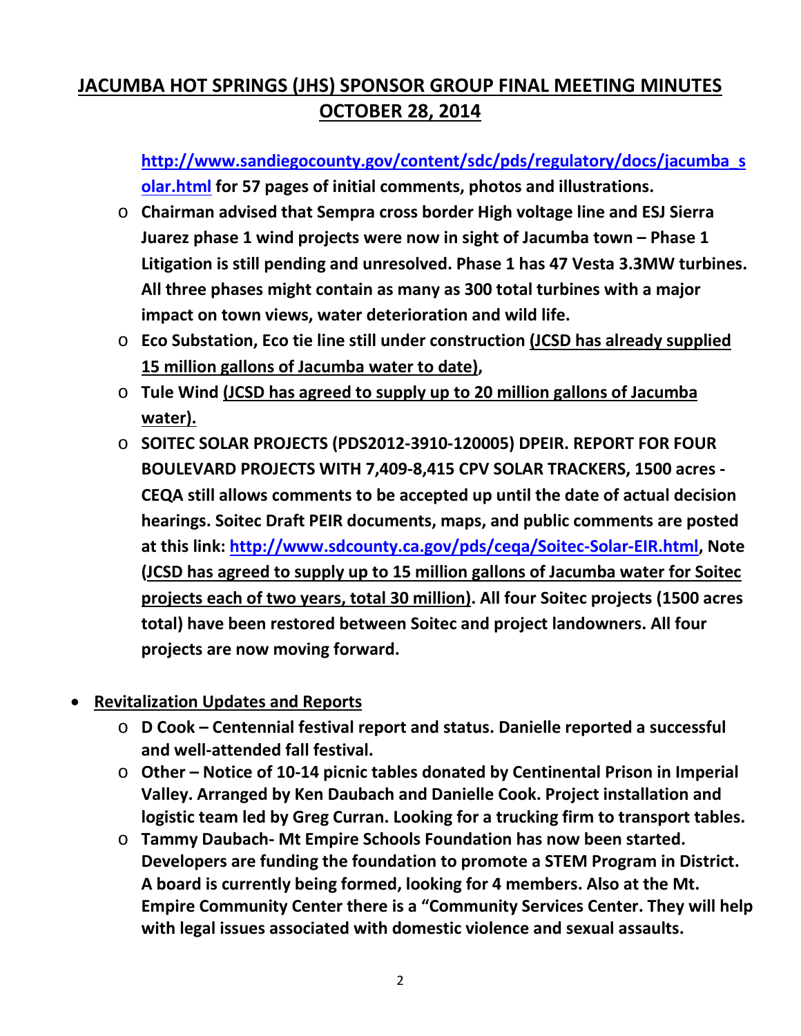## JACUMBA HOT SPRINGS (JHS) SPONSOR GROUP FINAL MEETING MINUTES OCTOBER 28, 2014

**[http://www.sandiegocounty.gov/content/sdc/pds/regulatory/docs/jacumba_solar.html](http://www.sandiegocounty.gov/content/sdc/pds/regulatory/docs/jacumba_solar.html) for 57 pages of initial comments, photos and illustrations.**

- **Chairman advised that Sempra cross border High voltage line and ESJ Sierra Juarez phase 1 wind projects were now in sight of Jacumba town – Phase 1 Litigation is still pending and unresolved. Phase 1 has 47 Vesta 3.3MW turbines. All three phases might contain as many as 300 total turbines with a major impact on town views, water deterioration and wild life.**
- **Eco Substation, Eco tie line still under construction <u>(JCSD has already supplied 15 million gallons of Jacumba water to date)</u>,**
- **Tule Wind <u>(JCSD has agreed to supply up to 20 million gallons of Jacumba water).</u>**
- **SOITEC SOLAR PROJECTS (PDS2012-3910-120005) DPEIR. REPORT FOR FOUR BOULEVARD PROJECTS WITH 7,409-8,415 CPV SOLAR TRACKERS, 1500 acres - CEQA still allows comments to be accepted up until the date of actual decision hearings. Soitec Draft PEIR documents, maps, and public comments are posted at this link: [http://www.sdcounty.ca.gov/pds/ceqa/Soitec-Solar-EIR.html](http://www.sdcounty.ca.gov/pds/ceqa/Soitec-Solar-EIR.html), Note (<u>JCSD has agreed to supply up to 15 million gallons of Jacumba water for Soitec projects each of two years, total 30 million)</u>. All four Soitec projects (1500 acres total) have been restored between Soitec and project landowners. All four projects are now moving forward.**

- **<u>Revitalization Updates and Reports</u>**
  - **D Cook – Centennial festival report and status. Danielle reported a successful and well-attended fall festival.**
  - **Other – Notice of 10-14 picnic tables donated by Centinental Prison in Imperial Valley. Arranged by Ken Daubach and Danielle Cook. Project installation and logistic team led by Greg Curran. Looking for a trucking firm to transport tables.**
  - **Tammy Daubach- Mt Empire Schools Foundation has now been started. Developers are funding the foundation to promote a STEM Program in District. A board is currently being formed, looking for 4 members. Also at the Mt. Empire Community Center there is a "Community Services Center. They will help with legal issues associated with domestic violence and sexual assaults.**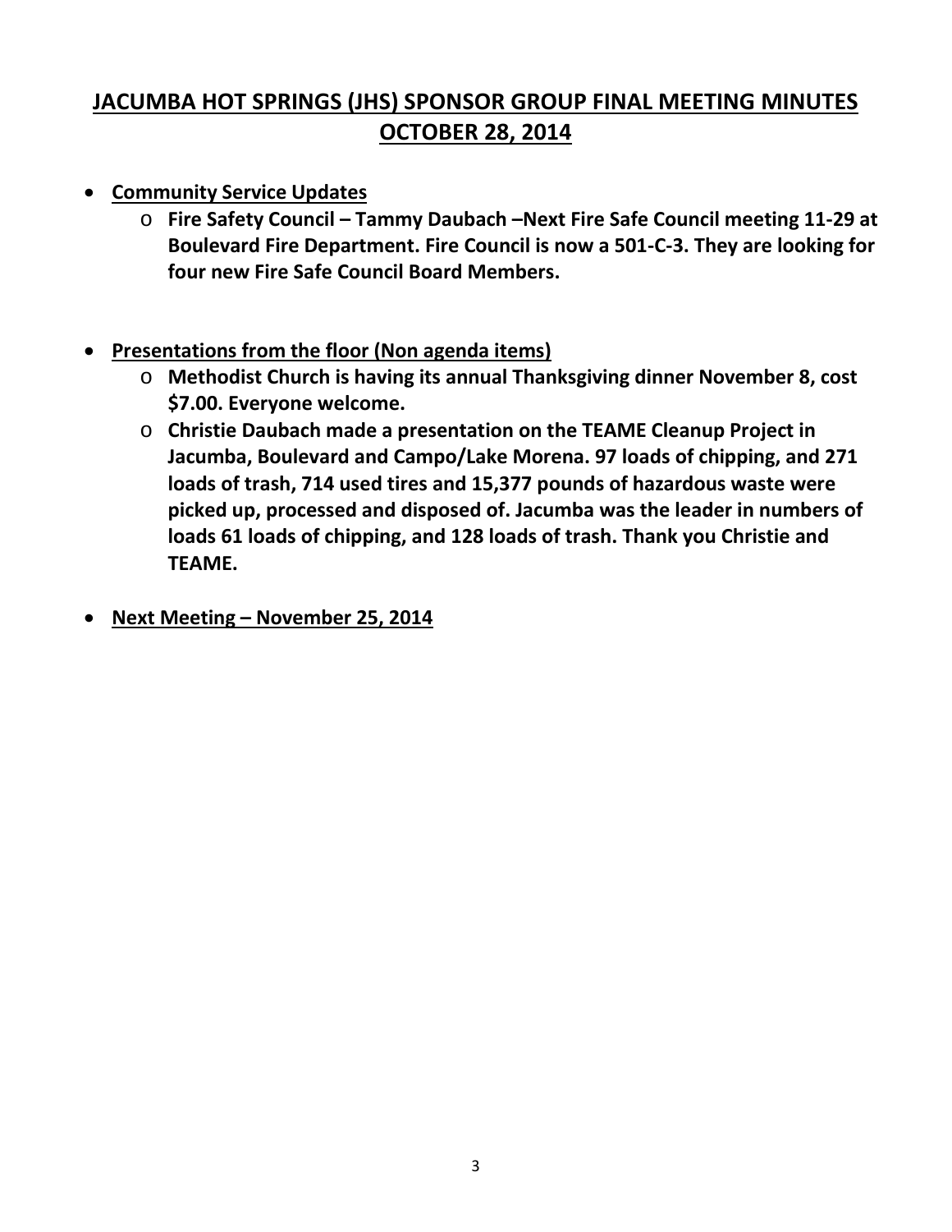## JACUMBA HOT SPRINGS (JHS) SPONSOR GROUP FINAL MEETING MINUTES OCTOBER 28, 2014

- **Community Service Updates**
  - **Fire Safety Council – Tammy Daubach –Next Fire Safe Council meeting 11-29 at Boulevard Fire Department. Fire Council is now a 501-C-3. They are looking for four new Fire Safe Council Board Members.**

- **Presentations from the floor (Non agenda items)**
  - **Methodist Church is having its annual Thanksgiving dinner November 8, cost $7.00. Everyone welcome.**
  - **Christie Daubach made a presentation on the TEAME Cleanup Project in Jacumba, Boulevard and Campo/Lake Morena. 97 loads of chipping, and 271 loads of trash, 714 used tires and 15,377 pounds of hazardous waste were picked up, processed and disposed of. Jacumba was the leader in numbers of loads 61 loads of chipping, and 128 loads of trash. Thank you Christie and TEAME.**

- **Next Meeting – November 25, 2014**